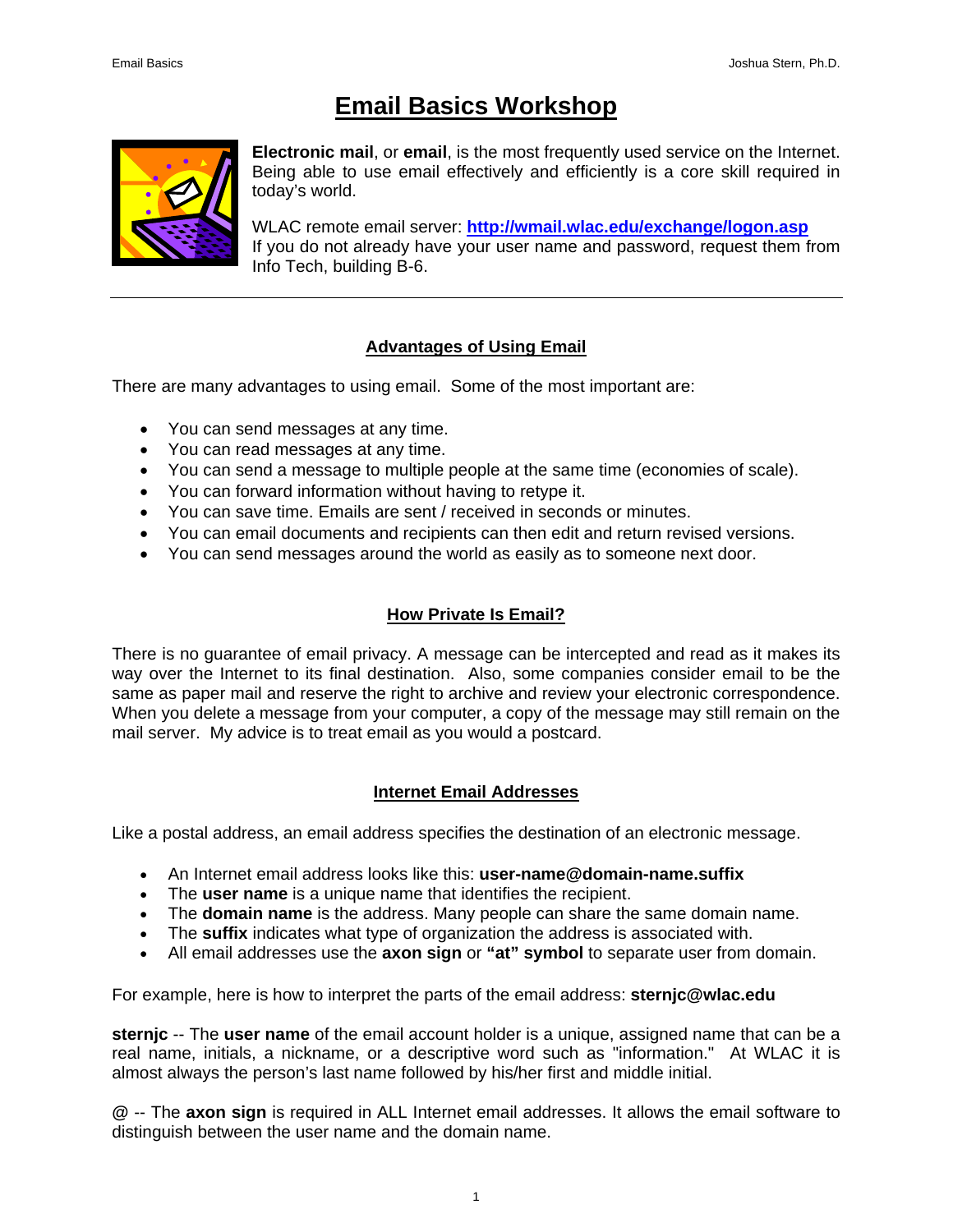# Email Basics Workshop

**Electronic mail**, or **email**, is the most frequently used service on the Internet. Being able to use email effectively and efficiently is a core skill required in today's world.

WLAC remote email server: **http://wmail.wlac.edu/exchange/logon.asp**
If you do not already have your user name and password, request them from Info Tech, building B-6.

---

## Advantages of Using Email

There are many advantages to using email. Some of the most important are:

- You can send messages at any time.
- You can read messages at any time.
- You can send a message to multiple people at the same time (economies of scale).
- You can forward information without having to retype it.
- You can save time. Emails are sent / received in seconds or minutes.
- You can email documents and recipients can then edit and return revised versions.
- You can send messages around the world as easily as to someone next door.

## How Private Is Email?

There is no guarantee of email privacy. A message can be intercepted and read as it makes its way over the Internet to its final destination. Also, some companies consider email to be the same as paper mail and reserve the right to archive and review your electronic correspondence. When you delete a message from your computer, a copy of the message may still remain on the mail server. My advice is to treat email as you would a postcard.

## Internet Email Addresses

Like a postal address, an email address specifies the destination of an electronic message.

- An Internet email address looks like this: **user-name@domain-name.suffix**
- The **user name** is a unique name that identifies the recipient.
- The **domain name** is the address. Many people can share the same domain name.
- The **suffix** indicates what type of organization the address is associated with.
- All email addresses use the **axon sign** or **"at" symbol** to separate user from domain.

For example, here is how to interpret the parts of the email address: **sternjc@wlac.edu**

**sternjc** -- The **user name** of the email account holder is a unique, assigned name that can be a real name, initials, a nickname, or a descriptive word such as "information." At WLAC it is almost always the person's last name followed by his/her first and middle initial.

@ -- The **axon sign** is required in ALL Internet email addresses. It allows the email software to distinguish between the user name and the domain name.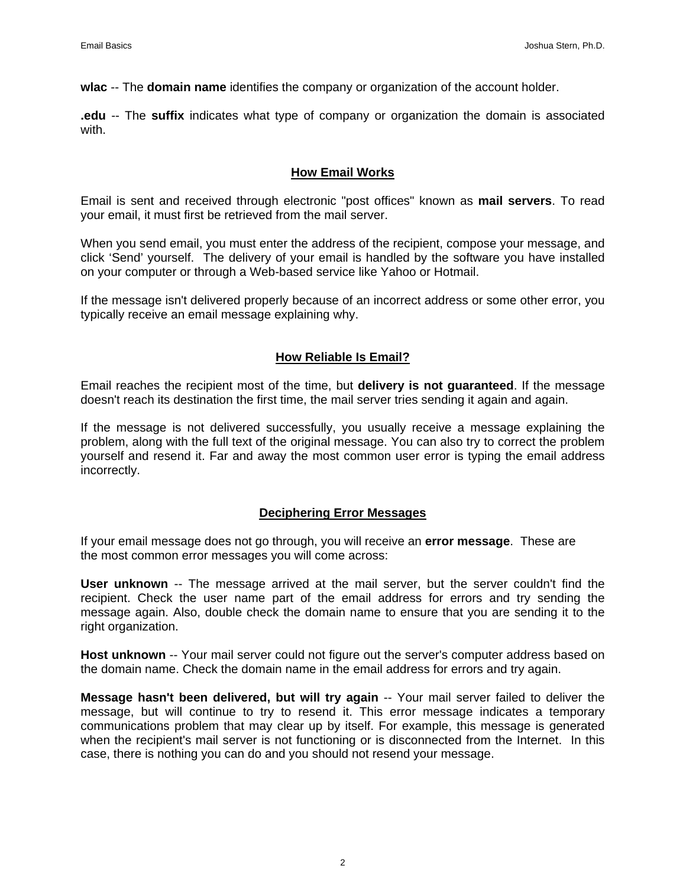**wlac** -- The **domain name** identifies the company or organization of the account holder.

**.edu** -- The **suffix** indicates what type of company or organization the domain is associated with.

## How Email Works

Email is sent and received through electronic "post offices" known as **mail servers**. To read your email, it must first be retrieved from the mail server.

When you send email, you must enter the address of the recipient, compose your message, and click 'Send' yourself. The delivery of your email is handled by the software you have installed on your computer or through a Web-based service like Yahoo or Hotmail.

If the message isn't delivered properly because of an incorrect address or some other error, you typically receive an email message explaining why.

## How Reliable Is Email?

Email reaches the recipient most of the time, but **delivery is not guaranteed**. If the message doesn't reach its destination the first time, the mail server tries sending it again and again.

If the message is not delivered successfully, you usually receive a message explaining the problem, along with the full text of the original message. You can also try to correct the problem yourself and resend it. Far and away the most common user error is typing the email address incorrectly.

## Deciphering Error Messages

If your email message does not go through, you will receive an **error message**. These are the most common error messages you will come across:

**User unknown** -- The message arrived at the mail server, but the server couldn't find the recipient. Check the user name part of the email address for errors and try sending the message again. Also, double check the domain name to ensure that you are sending it to the right organization.

**Host unknown** -- Your mail server could not figure out the server's computer address based on the domain name. Check the domain name in the email address for errors and try again.

**Message hasn't been delivered, but will try again** -- Your mail server failed to deliver the message, but will continue to try to resend it. This error message indicates a temporary communications problem that may clear up by itself. For example, this message is generated when the recipient's mail server is not functioning or is disconnected from the Internet. In this case, there is nothing you can do and you should not resend your message.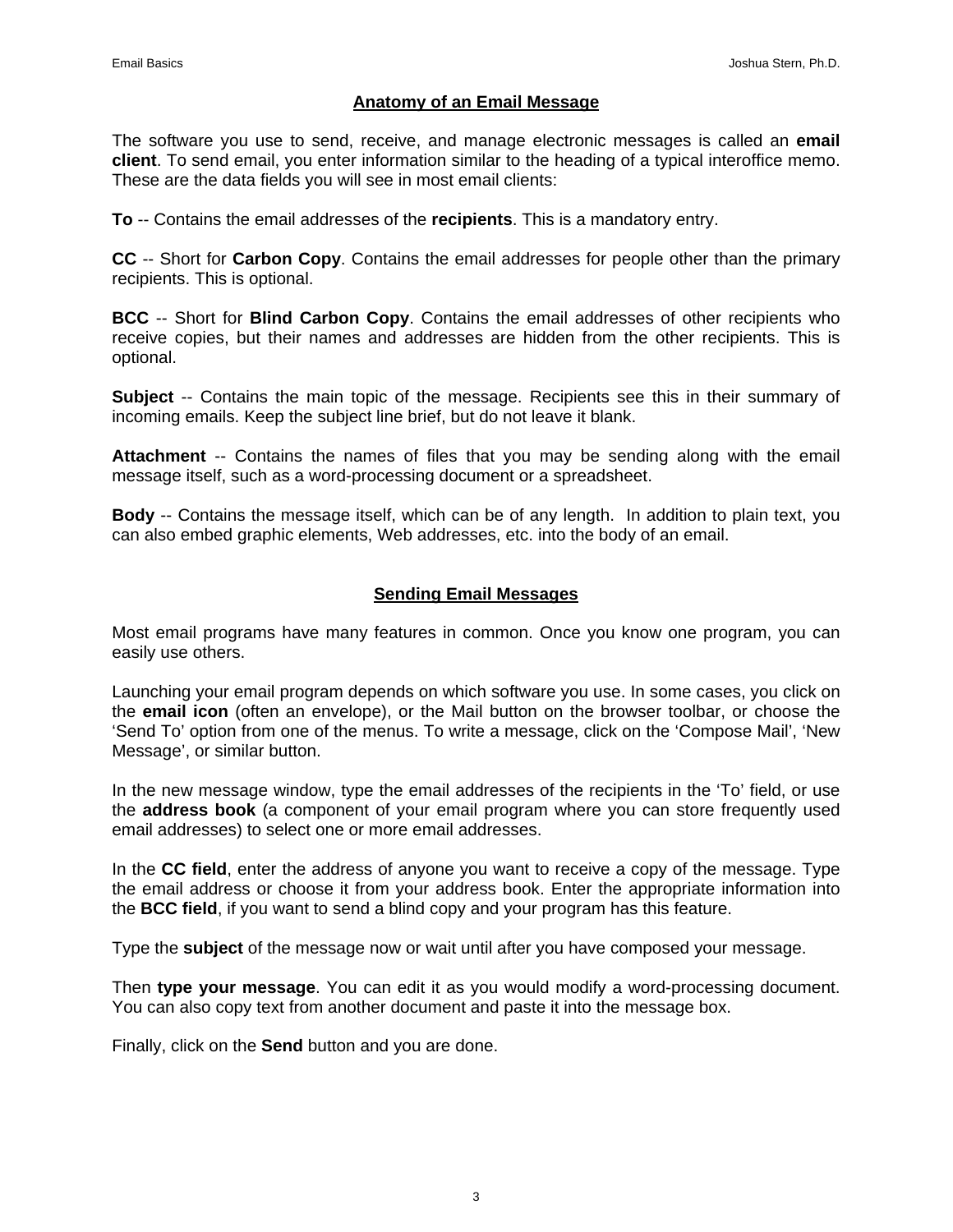## Anatomy of an Email Message

The software you use to send, receive, and manage electronic messages is called an **email client**. To send email, you enter information similar to the heading of a typical interoffice memo. These are the data fields you will see in most email clients:

**To** -- Contains the email addresses of the **recipients**. This is a mandatory entry.

**CC** -- Short for **Carbon Copy**. Contains the email addresses for people other than the primary recipients. This is optional.

**BCC** -- Short for **Blind Carbon Copy**. Contains the email addresses of other recipients who receive copies, but their names and addresses are hidden from the other recipients. This is optional.

**Subject** -- Contains the main topic of the message. Recipients see this in their summary of incoming emails. Keep the subject line brief, but do not leave it blank.

**Attachment** -- Contains the names of files that you may be sending along with the email message itself, such as a word-processing document or a spreadsheet.

**Body** -- Contains the message itself, which can be of any length. In addition to plain text, you can also embed graphic elements, Web addresses, etc. into the body of an email.

## Sending Email Messages

Most email programs have many features in common. Once you know one program, you can easily use others.

Launching your email program depends on which software you use. In some cases, you click on the **email icon** (often an envelope), or the Mail button on the browser toolbar, or choose the 'Send To' option from one of the menus. To write a message, click on the 'Compose Mail', 'New Message', or similar button.

In the new message window, type the email addresses of the recipients in the 'To' field, or use the **address book** (a component of your email program where you can store frequently used email addresses) to select one or more email addresses.

In the **CC field**, enter the address of anyone you want to receive a copy of the message. Type the email address or choose it from your address book. Enter the appropriate information into the **BCC field**, if you want to send a blind copy and your program has this feature.

Type the **subject** of the message now or wait until after you have composed your message.

Then **type your message**. You can edit it as you would modify a word-processing document. You can also copy text from another document and paste it into the message box.

Finally, click on the **Send** button and you are done.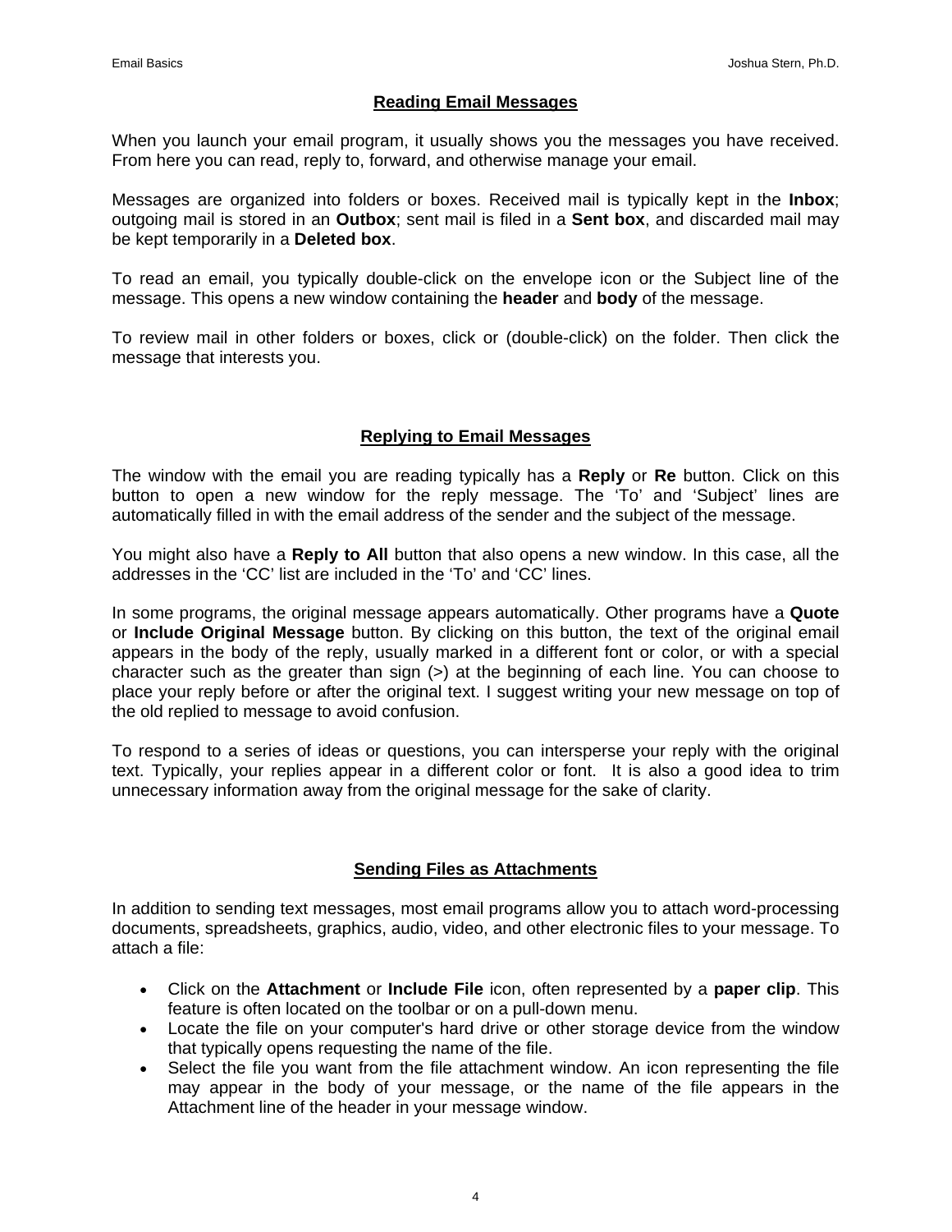## Reading Email Messages

When you launch your email program, it usually shows you the messages you have received. From here you can read, reply to, forward, and otherwise manage your email.

Messages are organized into folders or boxes. Received mail is typically kept in the **Inbox**; outgoing mail is stored in an **Outbox**; sent mail is filed in a **Sent box**, and discarded mail may be kept temporarily in a **Deleted box**.

To read an email, you typically double-click on the envelope icon or the Subject line of the message. This opens a new window containing the **header** and **body** of the message.

To review mail in other folders or boxes, click or (double-click) on the folder. Then click the message that interests you.

## Replying to Email Messages

The window with the email you are reading typically has a **Reply** or **Re** button. Click on this button to open a new window for the reply message. The 'To' and 'Subject' lines are automatically filled in with the email address of the sender and the subject of the message.

You might also have a **Reply to All** button that also opens a new window. In this case, all the addresses in the 'CC' list are included in the 'To' and 'CC' lines.

In some programs, the original message appears automatically. Other programs have a **Quote** or **Include Original Message** button. By clicking on this button, the text of the original email appears in the body of the reply, usually marked in a different font or color, or with a special character such as the greater than sign (>) at the beginning of each line. You can choose to place your reply before or after the original text. I suggest writing your new message on top of the old replied to message to avoid confusion.

To respond to a series of ideas or questions, you can intersperse your reply with the original text. Typically, your replies appear in a different color or font. It is also a good idea to trim unnecessary information away from the original message for the sake of clarity.

## Sending Files as Attachments

In addition to sending text messages, most email programs allow you to attach word-processing documents, spreadsheets, graphics, audio, video, and other electronic files to your message. To attach a file:

- Click on the **Attachment** or **Include File** icon, often represented by a **paper clip**. This feature is often located on the toolbar or on a pull-down menu.
- Locate the file on your computer's hard drive or other storage device from the window that typically opens requesting the name of the file.
- Select the file you want from the file attachment window. An icon representing the file may appear in the body of your message, or the name of the file appears in the Attachment line of the header in your message window.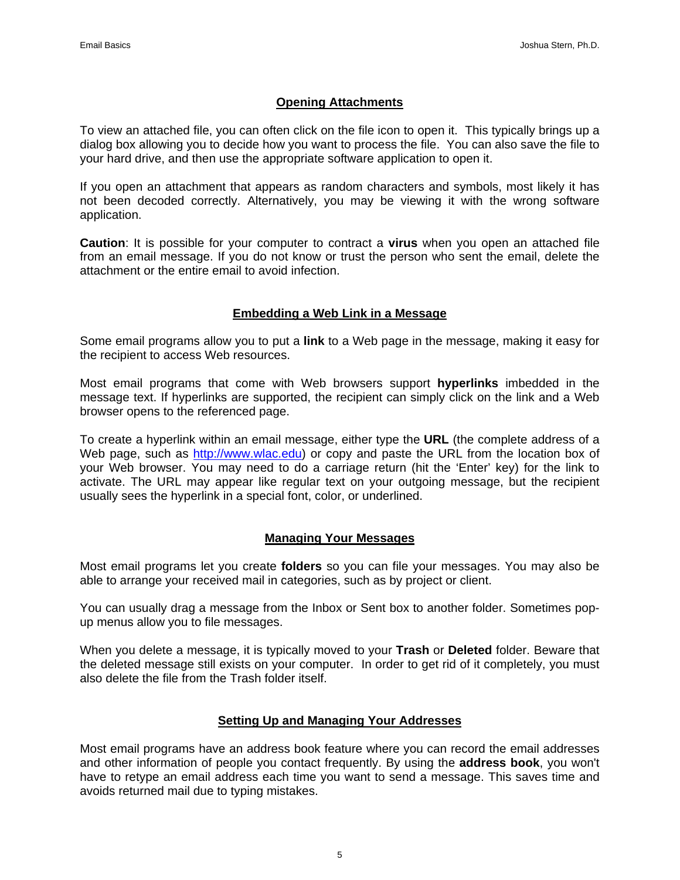## Opening Attachments

To view an attached file, you can often click on the file icon to open it. This typically brings up a dialog box allowing you to decide how you want to process the file. You can also save the file to your hard drive, and then use the appropriate software application to open it.

If you open an attachment that appears as random characters and symbols, most likely it has not been decoded correctly. Alternatively, you may be viewing it with the wrong software application.

**Caution**: It is possible for your computer to contract a **virus** when you open an attached file from an email message. If you do not know or trust the person who sent the email, delete the attachment or the entire email to avoid infection.

## Embedding a Web Link in a Message

Some email programs allow you to put a **link** to a Web page in the message, making it easy for the recipient to access Web resources.

Most email programs that come with Web browsers support **hyperlinks** imbedded in the message text. If hyperlinks are supported, the recipient can simply click on the link and a Web browser opens to the referenced page.

To create a hyperlink within an email message, either type the **URL** (the complete address of a Web page, such as [http://www.wlac.edu](http://www.wlac.edu)) or copy and paste the URL from the location box of your Web browser. You may need to do a carriage return (hit the 'Enter' key) for the link to activate. The URL may appear like regular text on your outgoing message, but the recipient usually sees the hyperlink in a special font, color, or underlined.

## Managing Your Messages

Most email programs let you create **folders** so you can file your messages. You may also be able to arrange your received mail in categories, such as by project or client.

You can usually drag a message from the Inbox or Sent box to another folder. Sometimes pop-up menus allow you to file messages.

When you delete a message, it is typically moved to your **Trash** or **Deleted** folder. Beware that the deleted message still exists on your computer. In order to get rid of it completely, you must also delete the file from the Trash folder itself.

## Setting Up and Managing Your Addresses

Most email programs have an address book feature where you can record the email addresses and other information of people you contact frequently. By using the **address book**, you won't have to retype an email address each time you want to send a message. This saves time and avoids returned mail due to typing mistakes.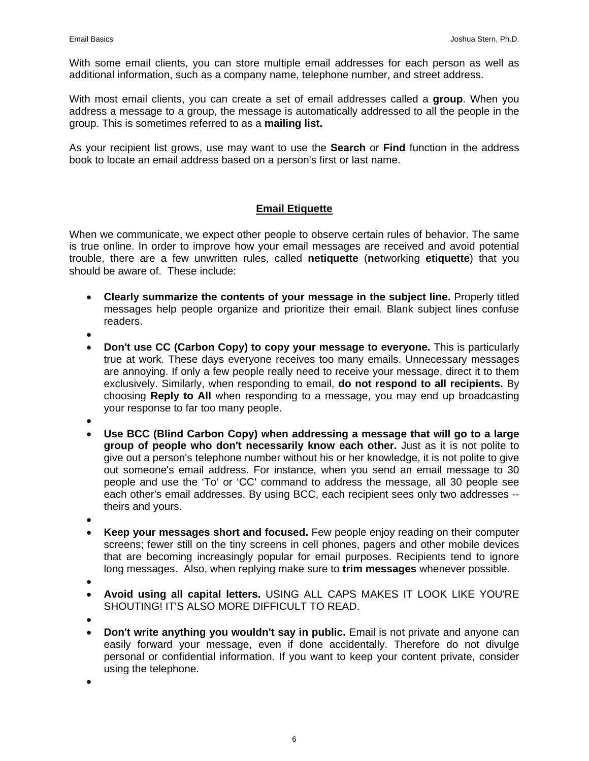With some email clients, you can store multiple email addresses for each person as well as additional information, such as a company name, telephone number, and street address.

With most email clients, you can create a set of email addresses called a **group**. When you address a message to a group, the message is automatically addressed to all the people in the group. This is sometimes referred to as a **mailing list.**

As your recipient list grows, use may want to use the **Search** or **Find** function in the address book to locate an email address based on a person's first or last name.

## Email Etiquette

When we communicate, we expect other people to observe certain rules of behavior. The same is true online. In order to improve how your email messages are received and avoid potential trouble, there are a few unwritten rules, called **netiquette** (**net**working **etiquette**) that you should be aware of. These include:

- **Clearly summarize the contents of your message in the subject line.** Properly titled messages help people organize and prioritize their email. Blank subject lines confuse readers.
- **Don't use CC (Carbon Copy) to copy your message to everyone.** This is particularly true at work. These days everyone receives too many emails. Unnecessary messages are annoying. If only a few people really need to receive your message, direct it to them exclusively. Similarly, when responding to email, **do not respond to all recipients.** By choosing **Reply to All** when responding to a message, you may end up broadcasting your response to far too many people.
- **Use BCC (Blind Carbon Copy) when addressing a message that will go to a large group of people who don't necessarily know each other.** Just as it is not polite to give out a person's telephone number without his or her knowledge, it is not polite to give out someone's email address. For instance, when you send an email message to 30 people and use the 'To' or 'CC' command to address the message, all 30 people see each other's email addresses. By using BCC, each recipient sees only two addresses -- theirs and yours.
- **Keep your messages short and focused.** Few people enjoy reading on their computer screens; fewer still on the tiny screens in cell phones, pagers and other mobile devices that are becoming increasingly popular for email purposes. Recipients tend to ignore long messages. Also, when replying make sure to **trim messages** whenever possible.
- **Avoid using all capital letters.** USING ALL CAPS MAKES IT LOOK LIKE YOU'RE SHOUTING! IT'S ALSO MORE DIFFICULT TO READ.
- **Don't write anything you wouldn't say in public.** Email is not private and anyone can easily forward your message, even if done accidentally. Therefore do not divulge personal or confidential information. If you want to keep your content private, consider using the telephone.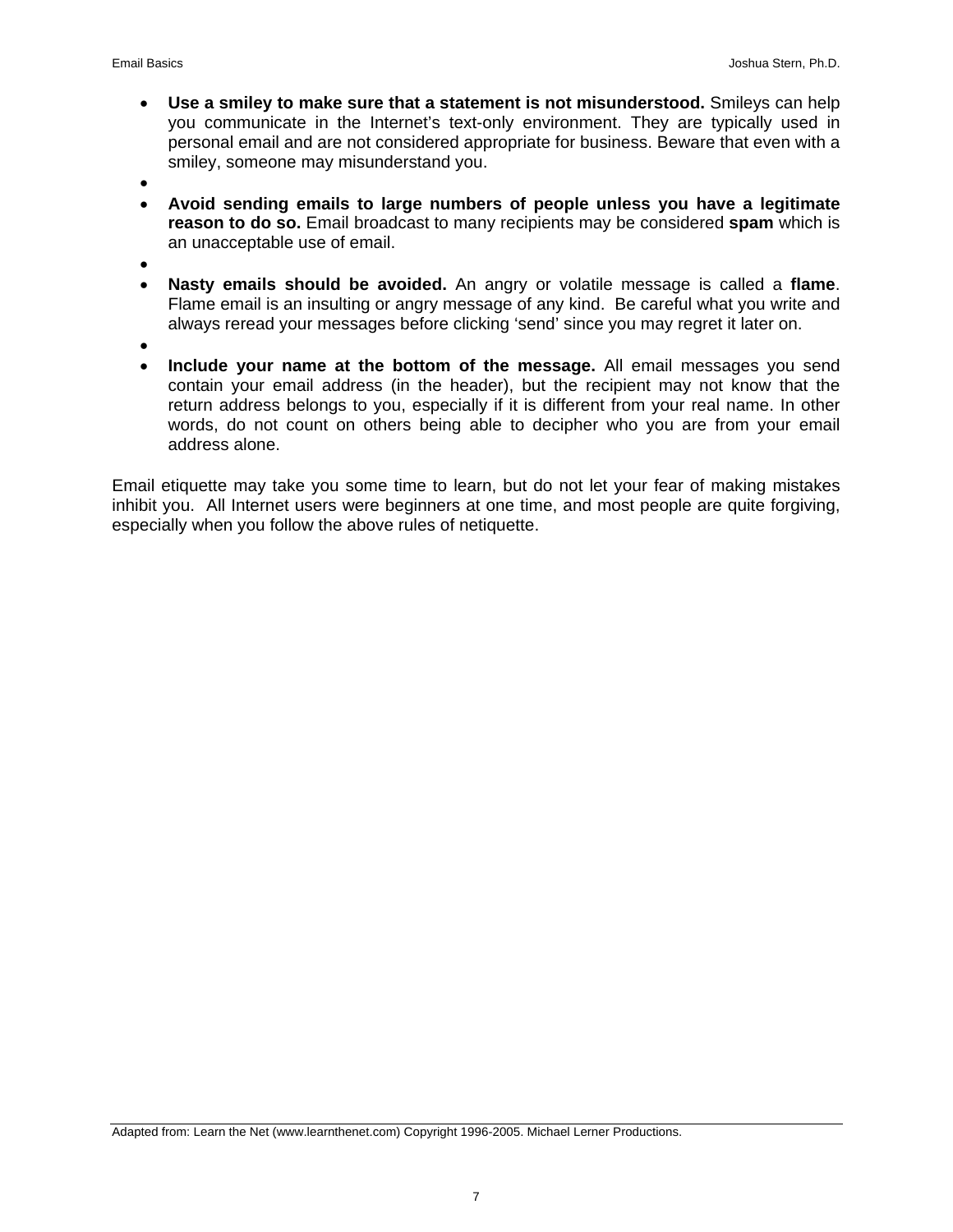- **Use a smiley to make sure that a statement is not misunderstood.** Smileys can help you communicate in the Internet's text-only environment. They are typically used in personal email and are not considered appropriate for business. Beware that even with a smiley, someone may misunderstand you.
- **Avoid sending emails to large numbers of people unless you have a legitimate reason to do so.** Email broadcast to many recipients may be considered **spam** which is an unacceptable use of email.
- **Nasty emails should be avoided.** An angry or volatile message is called a **flame**. Flame email is an insulting or angry message of any kind. Be careful what you write and always reread your messages before clicking 'send' since you may regret it later on.
- **Include your name at the bottom of the message.** All email messages you send contain your email address (in the header), but the recipient may not know that the return address belongs to you, especially if it is different from your real name. In other words, do not count on others being able to decipher who you are from your email address alone.

Email etiquette may take you some time to learn, but do not let your fear of making mistakes inhibit you. All Internet users were beginners at one time, and most people are quite forgiving, especially when you follow the above rules of netiquette.

Adapted from: Learn the Net (www.learnthenet.com) Copyright 1996-2005. Michael Lerner Productions.